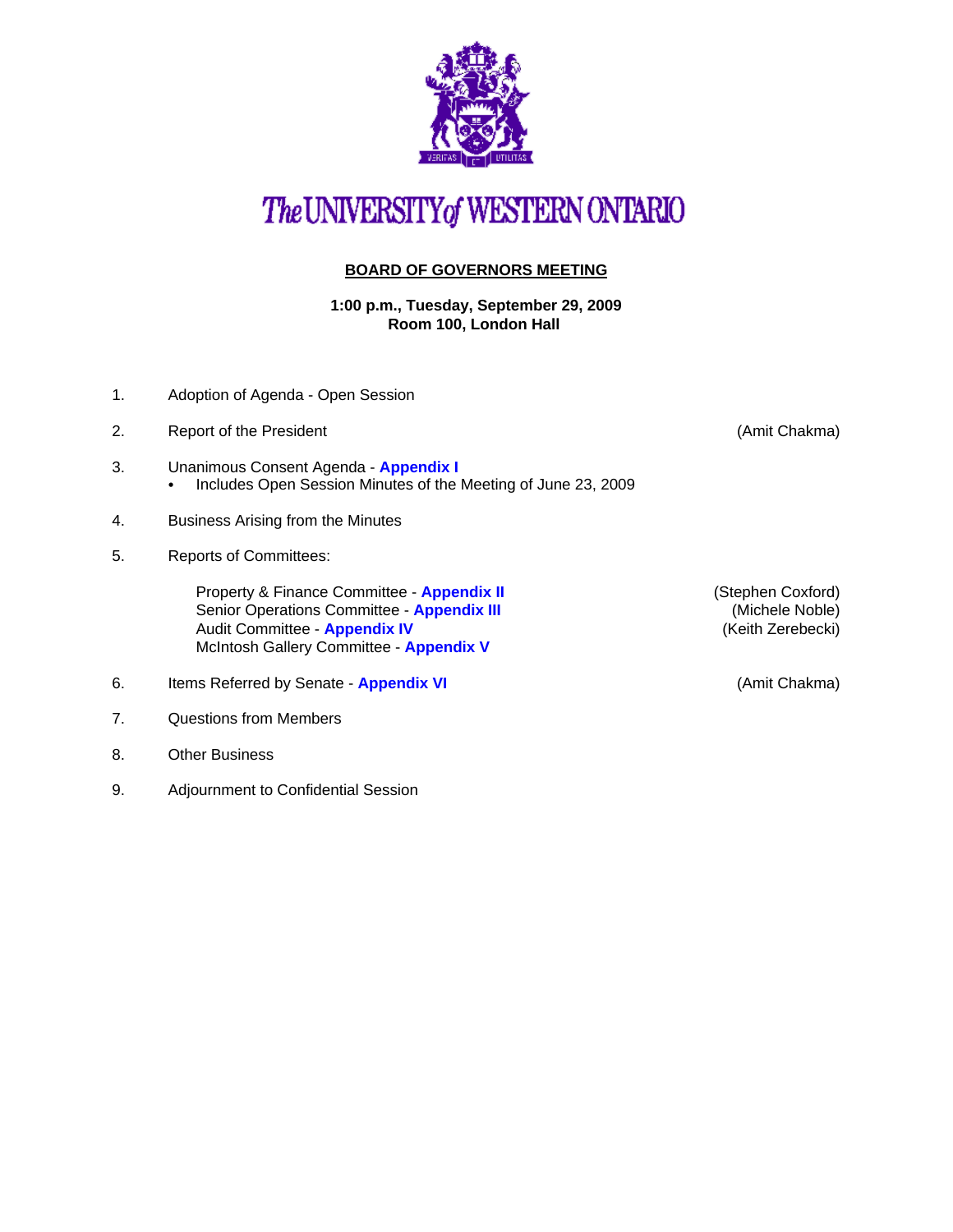# The UNIVERSITY of WESTERN ONTARIO

## BOARD OF GOVERNORS MEETING

**1:00 p.m., Tuesday, September 29, 2009**
**Room 100, London Hall**

1. Adoption of Agenda - Open Session

2. Report of the President (Amit Chakma)

3. Unanimous Consent Agenda - **Appendix I**
   - Includes Open Session Minutes of the Meeting of June 23, 2009

4. Business Arising from the Minutes

5. Reports of Committees:

   Property & Finance Committee - **Appendix II** (Stephen Coxford)
   Senior Operations Committee - **Appendix III** (Michele Noble)
   Audit Committee - **Appendix IV** (Keith Zerebecki)
   McIntosh Gallery Committee - **Appendix V**

6. Items Referred by Senate - **Appendix VI** (Amit Chakma)

7. Questions from Members

8. Other Business

9. Adjournment to Confidential Session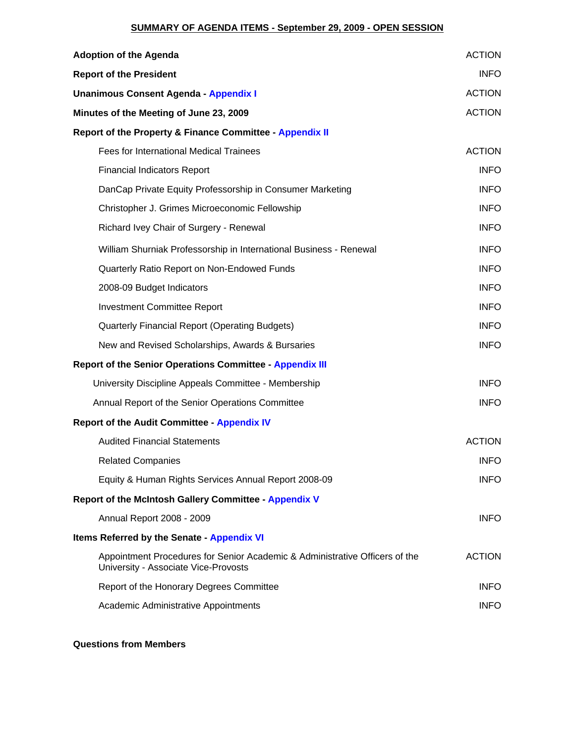# SUMMARY OF AGENDA ITEMS - September 29, 2009 - OPEN SESSION

| | |
|---|---|
| **Adoption of the Agenda** | ACTION |
| **Report of the President** | INFO |
| **Unanimous Consent Agenda - Appendix I** | ACTION |
| **Minutes of the Meeting of June 23, 2009** | ACTION |
| **Report of the Property & Finance Committee - Appendix II** | |
| Fees for International Medical Trainees | ACTION |
| Financial Indicators Report | INFO |
| DanCap Private Equity Professorship in Consumer Marketing | INFO |
| Christopher J. Grimes Microeconomic Fellowship | INFO |
| Richard Ivey Chair of Surgery - Renewal | INFO |
| William Shurniak Professorship in International Business - Renewal | INFO |
| Quarterly Ratio Report on Non-Endowed Funds | INFO |
| 2008-09 Budget Indicators | INFO |
| Investment Committee Report | INFO |
| Quarterly Financial Report (Operating Budgets) | INFO |
| New and Revised Scholarships, Awards & Bursaries | INFO |
| **Report of the Senior Operations Committee - Appendix III** | |
| University Discipline Appeals Committee - Membership | INFO |
| Annual Report of the Senior Operations Committee | INFO |
| **Report of the Audit Committee - Appendix IV** | |
| Audited Financial Statements | ACTION |
| Related Companies | INFO |
| Equity & Human Rights Services Annual Report 2008-09 | INFO |
| **Report of the McIntosh Gallery Committee - Appendix V** | |
| Annual Report 2008 - 2009 | INFO |
| **Items Referred by the Senate - Appendix VI** | |
| Appointment Procedures for Senior Academic & Administrative Officers of the University - Associate Vice-Provosts | ACTION |
| Report of the Honorary Degrees Committee | INFO |
| Academic Administrative Appointments | INFO |

**Questions from Members**